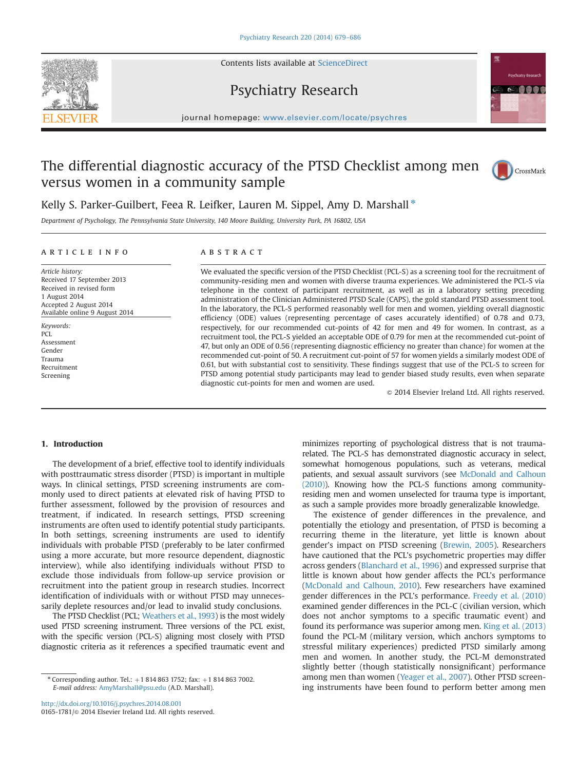# The differential diagnostic accuracy of the PTSD Checklist among men versus women in a community sample

Kelly S. Parker-Guilbert, Feea R. Leifker, Lauren M. Sippel, Amy D. Marshall*

*Department of Psychology, The Pennsylvania State University, 140 Moore Building, University Park, PA 16802, USA*

## ARTICLE INFO

*Article history:*
Received 17 September 2013
Received in revised form
1 August 2014
Accepted 2 August 2014
Available online 9 August 2014

*Keywords:*
PCL
Assessment
Gender
Trauma
Recruitment
Screening

## ABSTRACT

We evaluated the specific version of the PTSD Checklist (PCL-S) as a screening tool for the recruitment of community-residing men and women with diverse trauma experiences. We administered the PCL-S via telephone in the context of participant recruitment, as well as in a laboratory setting preceding administration of the Clinician Administered PTSD Scale (CAPS), the gold standard PTSD assessment tool. In the laboratory, the PCL-S performed reasonably well for men and women, yielding overall diagnostic efficiency (ODE) values (representing percentage of cases accurately identified) of 0.78 and 0.73, respectively, for our recommended cut-points of 42 for men and 49 for women. In contrast, as a recruitment tool, the PCL-S yielded an acceptable ODE of 0.79 for men at the recommended cut-point of 47, but only an ODE of 0.56 (representing diagnostic efficiency no greater than chance) for women at the recommended cut-point of 50. A recruitment cut-point of 57 for women yields a similarly modest ODE of 0.61, but with substantial cost to sensitivity. These findings suggest that use of the PCL-S to screen for PTSD among potential study participants may lead to gender biased study results, even when separate diagnostic cut-points for men and women are used.

© 2014 Elsevier Ireland Ltd. All rights reserved.

## 1. Introduction

The development of a brief, effective tool to identify individuals with posttraumatic stress disorder (PTSD) is important in multiple ways. In clinical settings, PTSD screening instruments are commonly used to direct patients at elevated risk of having PTSD to further assessment, followed by the provision of resources and treatment, if indicated. In research settings, PTSD screening instruments are often used to identify potential study participants. In both settings, screening instruments are used to identify individuals with probable PTSD (preferably to be later confirmed using a more accurate, but more resource dependent, diagnostic interview), while also identifying individuals without PTSD to exclude those individuals from follow-up service provision or recruitment into the patient group in research studies. Incorrect identification of individuals with or without PTSD may unnecessarily deplete resources and/or lead to invalid study conclusions.

The PTSD Checklist (PCL; Weathers et al., 1993) is the most widely used PTSD screening instrument. Three versions of the PCL exist, with the specific version (PCL-S) aligning most closely with PTSD diagnostic criteria as it references a specified traumatic event and minimizes reporting of psychological distress that is not trauma-related. The PCL-S has demonstrated diagnostic accuracy in select, somewhat homogenous populations, such as veterans, medical patients, and sexual assault survivors (see McDonald and Calhoun (2010)). Knowing how the PCL-S functions among community-residing men and women unselected for trauma type is important, as such a sample provides more broadly generalizable knowledge.

The existence of gender differences in the prevalence, and potentially the etiology and presentation, of PTSD is becoming a recurring theme in the literature, yet little is known about gender's impact on PTSD screening (Brewin, 2005). Researchers have cautioned that the PCL's psychometric properties may differ across genders (Blanchard et al., 1996) and expressed surprise that little is known about how gender affects the PCL's performance (McDonald and Calhoun, 2010). Few researchers have examined gender differences in the PCL's performance. Freedy et al. (2010) examined gender differences in the PCL-C (civilian version, which does not anchor symptoms to a specific traumatic event) and found its performance was superior among men. King et al. (2013) found the PCL-M (military version, which anchors symptoms to stressful military experiences) predicted PTSD similarly among men and women. In another study, the PCL-M demonstrated slightly better (though statistically nonsignificant) performance among men than women (Yeager et al., 2007). Other PTSD screening instruments have been found to perform better among men

* Corresponding author. Tel.: +1 814 863 1752; fax: +1 814 863 7002.
*E-mail address:* AmyMarshall@psu.edu (A.D. Marshall).

http://dx.doi.org/10.1016/j.psychres.2014.08.001
0165-1781/© 2014 Elsevier Ireland Ltd. All rights reserved.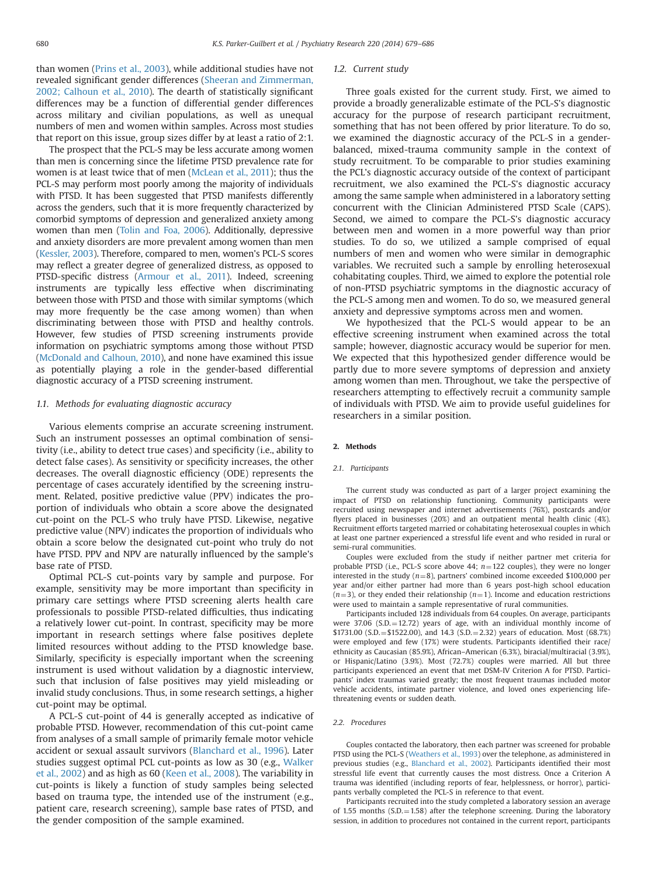than women (Prins et al., 2003), while additional studies have not revealed significant gender differences (Sheeran and Zimmerman, 2002; Calhoun et al., 2010). The dearth of statistically significant differences may be a function of differential gender differences across military and civilian populations, as well as unequal numbers of men and women within samples. Across most studies that report on this issue, group sizes differ by at least a ratio of 2:1.

The prospect that the PCL-S may be less accurate among women than men is concerning since the lifetime PTSD prevalence rate for women is at least twice that of men (McLean et al., 2011); thus the PCL-S may perform most poorly among the majority of individuals with PTSD. It has been suggested that PTSD manifests differently across the genders, such that it is more frequently characterized by comorbid symptoms of depression and generalized anxiety among women than men (Tolin and Foa, 2006). Additionally, depressive and anxiety disorders are more prevalent among women than men (Kessler, 2003). Therefore, compared to men, women's PCL-S scores may reflect a greater degree of generalized distress, as opposed to PTSD-specific distress (Armour et al., 2011). Indeed, screening instruments are typically less effective when discriminating between those with PTSD and those with similar symptoms (which may more frequently be the case among women) than when discriminating between those with PTSD and healthy controls. However, few studies of PTSD screening instruments provide information on psychiatric symptoms among those without PTSD (McDonald and Calhoun, 2010), and none have examined this issue as potentially playing a role in the gender-based differential diagnostic accuracy of a PTSD screening instrument.

### 1.1. Methods for evaluating diagnostic accuracy

Various elements comprise an accurate screening instrument. Such an instrument possesses an optimal combination of sensitivity (i.e., ability to detect true cases) and specificity (i.e., ability to detect false cases). As sensitivity or specificity increases, the other decreases. The overall diagnostic efficiency (ODE) represents the percentage of cases accurately identified by the screening instrument. Related, positive predictive value (PPV) indicates the proportion of individuals who obtain a score above the designated cut-point on the PCL-S who truly have PTSD. Likewise, negative predictive value (NPV) indicates the proportion of individuals who obtain a score below the designated cut-point who truly do not have PTSD. PPV and NPV are naturally influenced by the sample's base rate of PTSD.

Optimal PCL-S cut-points vary by sample and purpose. For example, sensitivity may be more important than specificity in primary care settings where PTSD screening alerts health care professionals to possible PTSD-related difficulties, thus indicating a relatively lower cut-point. In contrast, specificity may be more important in research settings where false positives deplete limited resources without adding to the PTSD knowledge base. Similarly, specificity is especially important when the screening instrument is used without validation by a diagnostic interview, such that inclusion of false positives may yield misleading or invalid study conclusions. Thus, in some research settings, a higher cut-point may be optimal.

A PCL-S cut-point of 44 is generally accepted as indicative of probable PTSD. However, recommendation of this cut-point came from analyses of a small sample of primarily female motor vehicle accident or sexual assault survivors (Blanchard et al., 1996). Later studies suggest optimal PCL cut-points as low as 30 (e.g., Walker et al., 2002) and as high as 60 (Keen et al., 2008). The variability in cut-points is likely a function of study samples being selected based on trauma type, the intended use of the instrument (e.g., patient care, research screening), sample base rates of PTSD, and the gender composition of the sample examined.

### 1.2. Current study

Three goals existed for the current study. First, we aimed to provide a broadly generalizable estimate of the PCL-S's diagnostic accuracy for the purpose of research participant recruitment, something that has not been offered by prior literature. To do so, we examined the diagnostic accuracy of the PCL-S in a gender-balanced, mixed-trauma community sample in the context of study recruitment. To be comparable to prior studies examining the PCL's diagnostic accuracy outside of the context of participant recruitment, we also examined the PCL-S's diagnostic accuracy among the same sample when administered in a laboratory setting concurrent with the Clinician Administered PTSD Scale (CAPS). Second, we aimed to compare the PCL-S's diagnostic accuracy between men and women in a more powerful way than prior studies. To do so, we utilized a sample comprised of equal numbers of men and women who were similar in demographic variables. We recruited such a sample by enrolling heterosexual cohabitating couples. Third, we aimed to explore the potential role of non-PTSD psychiatric symptoms in the diagnostic accuracy of the PCL-S among men and women. To do so, we measured general anxiety and depressive symptoms across men and women.

We hypothesized that the PCL-S would appear to be an effective screening instrument when examined across the total sample; however, diagnostic accuracy would be superior for men. We expected that this hypothesized gender difference would be partly due to more severe symptoms of depression and anxiety among women than men. Throughout, we take the perspective of researchers attempting to effectively recruit a community sample of individuals with PTSD. We aim to provide useful guidelines for researchers in a similar position.

## 2. Methods

### 2.1. Participants

The current study was conducted as part of a larger project examining the impact of PTSD on relationship functioning. Community participants were recruited using newspaper and internet advertisements (76%), postcards and/or flyers placed in businesses (20%) and an outpatient mental health clinic (4%). Recruitment efforts targeted married or cohabitating heterosexual couples in which at least one partner experienced a stressful life event and who resided in rural or semi-rural communities.

Couples were excluded from the study if neither partner met criteria for probable PTSD (i.e., PCL-S score above 44; $n=122$ couples), they were no longer interested in the study ($n=8$), partners' combined income exceeded \$100,000 per year and/or either partner had more than 6 years post-high school education ($n=3$), or they ended their relationship ($n=1$). Income and education restrictions were used to maintain a sample representative of rural communities.

Participants included 128 individuals from 64 couples. On average, participants were 37.06 (S.D. = 12.72) years of age, with an individual monthly income of \$1731.00 (S.D. = \$1522.00), and 14.3 (S.D. = 2.32) years of education. Most (68.7%) were employed and few (17%) were students. Participants identified their race/ethnicity as Caucasian (85.9%), African–American (6.3%), biracial/multiracial (3.9%), or Hispanic/Latino (3.9%). Most (72.7%) couples were married. All but three participants experienced an event that met DSM-IV Criterion A for PTSD. Participants' index traumas varied greatly; the most frequent traumas included motor vehicle accidents, intimate partner violence, and loved ones experiencing life-threatening events or sudden death.

### 2.2. Procedures

Couples contacted the laboratory, then each partner was screened for probable PTSD using the PCL-S (Weathers et al., 1993) over the telephone, as administered in previous studies (e.g., Blanchard et al., 2002). Participants identified their most stressful life event that currently causes the most distress. Once a Criterion A trauma was identified (including reports of fear, helplessness, or horror), participants verbally completed the PCL-S in reference to that event.

Participants recruited into the study completed a laboratory session an average of 1.55 months (S.D. = 1.58) after the telephone screening. During the laboratory session, in addition to procedures not contained in the current report, participants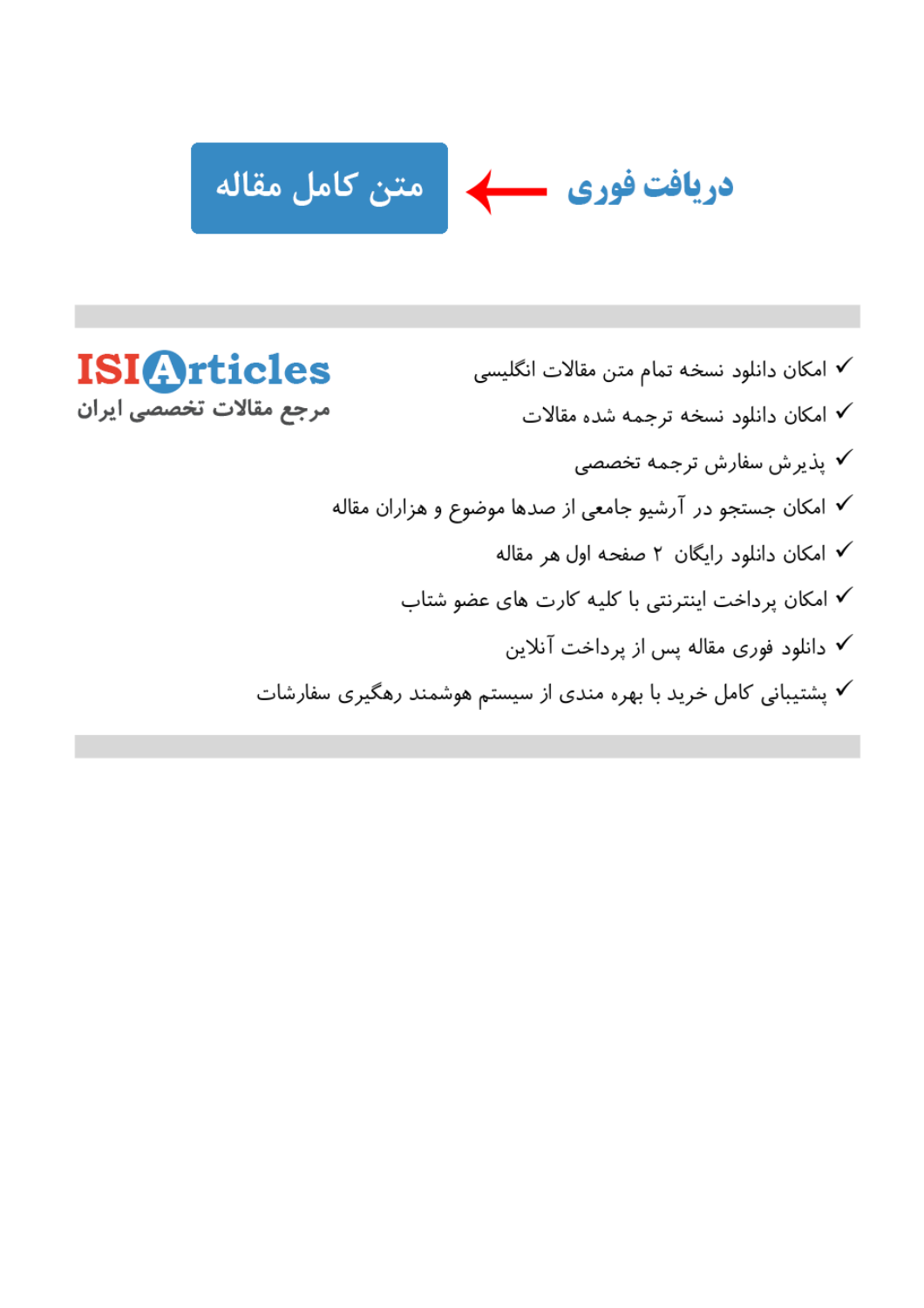دریافت فوری ← **متن کامل مقاله**

**ISIArticles**
مرجع مقالات تخصصی ایران

- ✓ امکان دانلود نسخه تمام متن مقالات انگلیسی
- ✓ امکان دانلود نسخه ترجمه شده مقالات
- ✓ پذیرش سفارش ترجمه تخصصی
- ✓ امکان جستجو در آرشیو جامعی از صدها موضوع و هزاران مقاله
- ✓ امکان دانلود رایگان ۲ صفحه اول هر مقاله
- ✓ امکان پرداخت اینترنتی با کلیه کارت های عضو شتاب
- ✓ دانلود فوری مقاله پس از پرداخت آنلاین
- ✓ پشتیبانی کامل خرید با بهره مندی از سیستم هوشمند رهگیری سفارشات